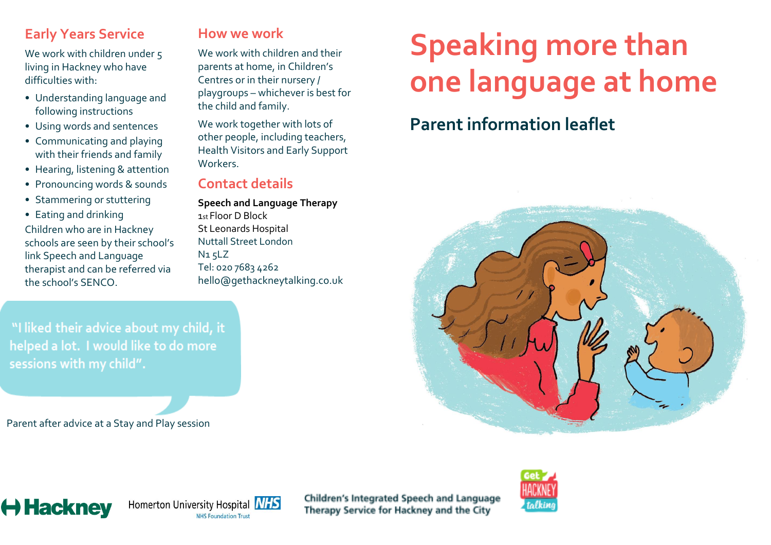## Early Years Service

We work with children under 5 living in Hackney who have difficulties with:

- Understanding language and following instructions
- Using words and sentences
- Communicating and playing with their friends and family
- Hearing, listening & attention
- Pronouncing words & sounds
- Stammering or stuttering
- Eating and drinking

Children who are in Hackney schools are seen by their school's link Speech and Language therapist and can be referred via the school's SENCO.

"I liked their advice about my child, it helped a lot. I would like to do more sessions with my child".

Parent after advice at a Stay and Play session

## How we work

We work with children and their parents at home, in Children's Centres or in their nursery / playgroups – whichever is best for the child and family.

We work together with lots of other people, including teachers, Health Visitors and Early Support Workers.

## Contact details

**Speech and Language Therapy**
1st Floor D Block
St Leonards Hospital
Nuttall Street London
N1 5LZ
Tel: 020 7683 4262
hello@gethackneytalking.co.uk

# Speaking more than one language at home

## Parent information leaflet

Hackney

Homerton University Hospital NHS
NHS Foundation Trust

Children's Integrated Speech and Language Therapy Service for Hackney and the City

Get HACKNEY talking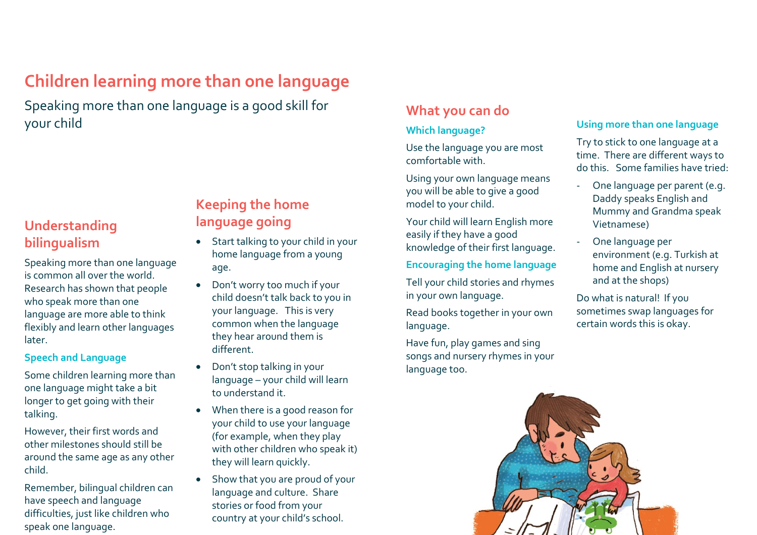# Children learning more than one language

Speaking more than one language is a good skill for your child

## Understanding bilingualism

Speaking more than one language is common all over the world. Research has shown that people who speak more than one language are more able to think flexibly and learn other languages later.

### Speech and Language

Some children learning more than one language might take a bit longer to get going with their talking.

However, their first words and other milestones should still be around the same age as any other child.

Remember, bilingual children can have speech and language difficulties, just like children who speak one language.

## Keeping the home language going

- Start talking to your child in your home language from a young age.
- Don't worry too much if your child doesn't talk back to you in your language. This is very common when the language they hear around them is different.
- Don't stop talking in your language – your child will learn to understand it.
- When there is a good reason for your child to use your language (for example, when they play with other children who speak it) they will learn quickly.
- Show that you are proud of your language and culture. Share stories or food from your country at your child's school.

## What you can do

### Which language?

Use the language you are most comfortable with.

Using your own language means you will be able to give a good model to your child.

Your child will learn English more easily if they have a good knowledge of their first language.

### Encouraging the home language

Tell your child stories and rhymes in your own language.

Read books together in your own language.

Have fun, play games and sing songs and nursery rhymes in your language too.

### Using more than one language

Try to stick to one language at a time. There are different ways to do this. Some families have tried:

- One language per parent (e.g. Daddy speaks English and Mummy and Grandma speak Vietnamese)
- One language per environment (e.g. Turkish at home and English at nursery and at the shops)

Do what is natural! If you sometimes swap languages for certain words this is okay.